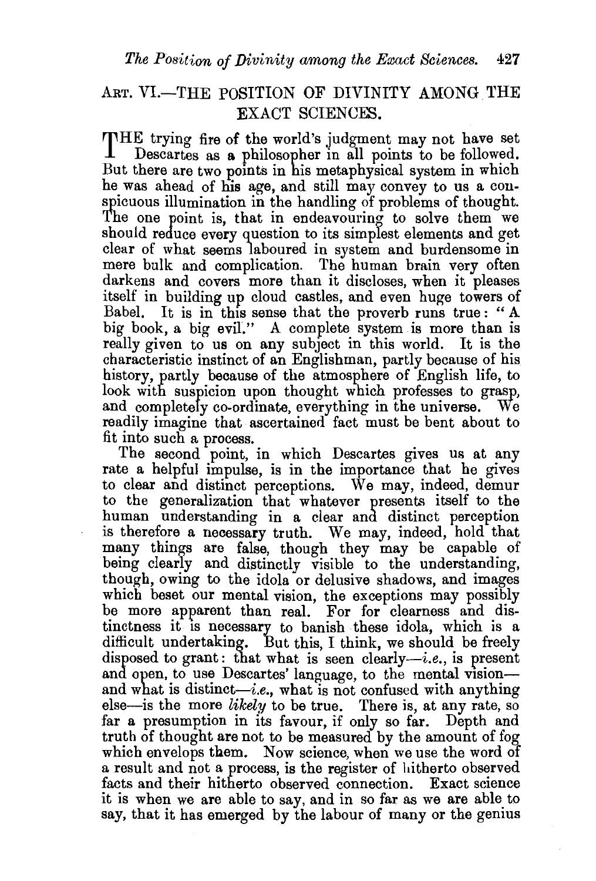## Art. VI.—THE POSITION OF DIVINITY AMONG THE EXACT SCIENCES.

THE trying fire of the world's judgment may not have set Descartes as a philosopher in all points to be followed. But there are two points in his metaphysical system in which he was ahead of his age, and still may convey to us a conspicuous illumination in the handling of problems of thought. The one point is, that in endeavouring to solve them we should reduce every question to its simplest elements and get clear of what seems laboured in system and burdensome in mere bulk and complication. The human brain very often darkens and covers more than it discloses, when it pleases itself in building up cloud castles, and even huge towers of Babel. It is in this sense that the proverb runs true: "A big book, a big evil." A complete system is more than is really given to us on any subject in this world. It is the characteristic instinct of an Englishman, partly because of his history, partly because of the atmosphere of English life, to look with suspicion upon thought which professes to grasp, and completely co-ordinate, everything in the universe. We readily imagine that ascertained fact must be bent about to fit into such a process.

The second point, in which Descartes gives us at any rate a helpful impulse, is in the importance that he gives to clear and distinct perceptions. We may, indeed, demur to the generalization that whatever presents itself to the human understanding in a clear and distinct perception is therefore a necessary truth. We may, indeed, hold that many things are false, though they may be capable of being clearly and distinctly visible to the understanding, though, owing to the idola or delusive shadows, and images which beset our mental vision, the exceptions may possibly be more apparent than real. For for clearness and distinctness it is necessary to banish these idola, which is a difficult undertaking. But this, I think, we should be freely disposed to grant: that what is seen clearly—*i.e.*, is present and open, to use Descartes' language, to the mental vision—and what is distinct—*i.e.*, what is not confused with anything else—is the more *likely* to be true. There is, at any rate, so far a presumption in its favour, if only so far. Depth and truth of thought are not to be measured by the amount of fog which envelops them. Now science, when we use the word of a result and not a process, is the register of hitherto observed facts and their hitherto observed connection. Exact science it is when we are able to say, and in so far as we are able to say, that it has emerged by the labour of many or the genius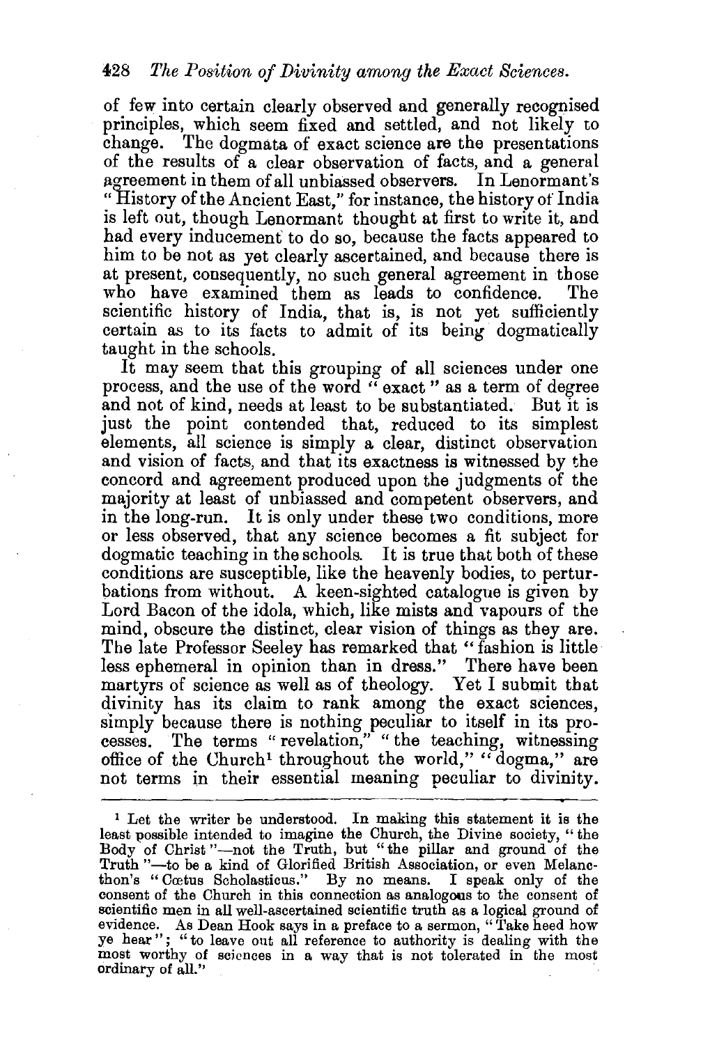of few into certain clearly observed and generally recognised principles, which seem fixed and settled, and not likely to change. The dogmata of exact science are the presentations of the results of a clear observation of facts, and a general agreement in them of all unbiassed observers. In Lenormant's "History of the Ancient East," for instance, the history of India is left out, though Lenormant thought at first to write it, and had every inducement to do so, because the facts appeared to him to be not as yet clearly ascertained, and because there is at present, consequently, no such general agreement in those who have examined them as leads to confidence. The scientific history of India, that is, is not yet sufficiently certain as to its facts to admit of its being dogmatically taught in the schools.

It may seem that this grouping of all sciences under one process, and the use of the word "exact" as a term of degree and not of kind, needs at least to be substantiated. But it is just the point contended that, reduced to its simplest elements, all science is simply a clear, distinct observation and vision of facts, and that its exactness is witnessed by the concord and agreement produced upon the judgments of the majority at least of unbiassed and competent observers, and in the long-run. It is only under these two conditions, more or less observed, that any science becomes a fit subject for dogmatic teaching in the schools. It is true that both of these conditions are susceptible, like the heavenly bodies, to perturbations from without. A keen-sighted catalogue is given by Lord Bacon of the idola, which, like mists and vapours of the mind, obscure the distinct, clear vision of things as they are. The late Professor Seeley has remarked that "fashion is little less ephemeral in opinion than in dress." There have been martyrs of science as well as of theology. Yet I submit that divinity has its claim to rank among the exact sciences, simply because there is nothing peculiar to itself in its processes. The terms "revelation," "the teaching, witnessing office of the Church[1] throughout the world," "dogma," are not terms in their essential meaning peculiar to divinity.

---

[1] Let the writer be understood. In making this statement it is the least possible intended to imagine the Church, the Divine society, "the Body of Christ"—not the Truth, but "the pillar and ground of the Truth"—to be a kind of Glorified British Association, or even Melancthon's "Cœtus Scholasticus." By no means. I speak only of the consent of the Church in this connection as analogous to the consent of scientific men in all well-ascertained scientific truth as a logical ground of evidence. As Dean Hook says in a preface to a sermon, "Take heed how ye hear"; "to leave out all reference to authority is dealing with the most worthy of sciences in a way that is not tolerated in the most ordinary of all."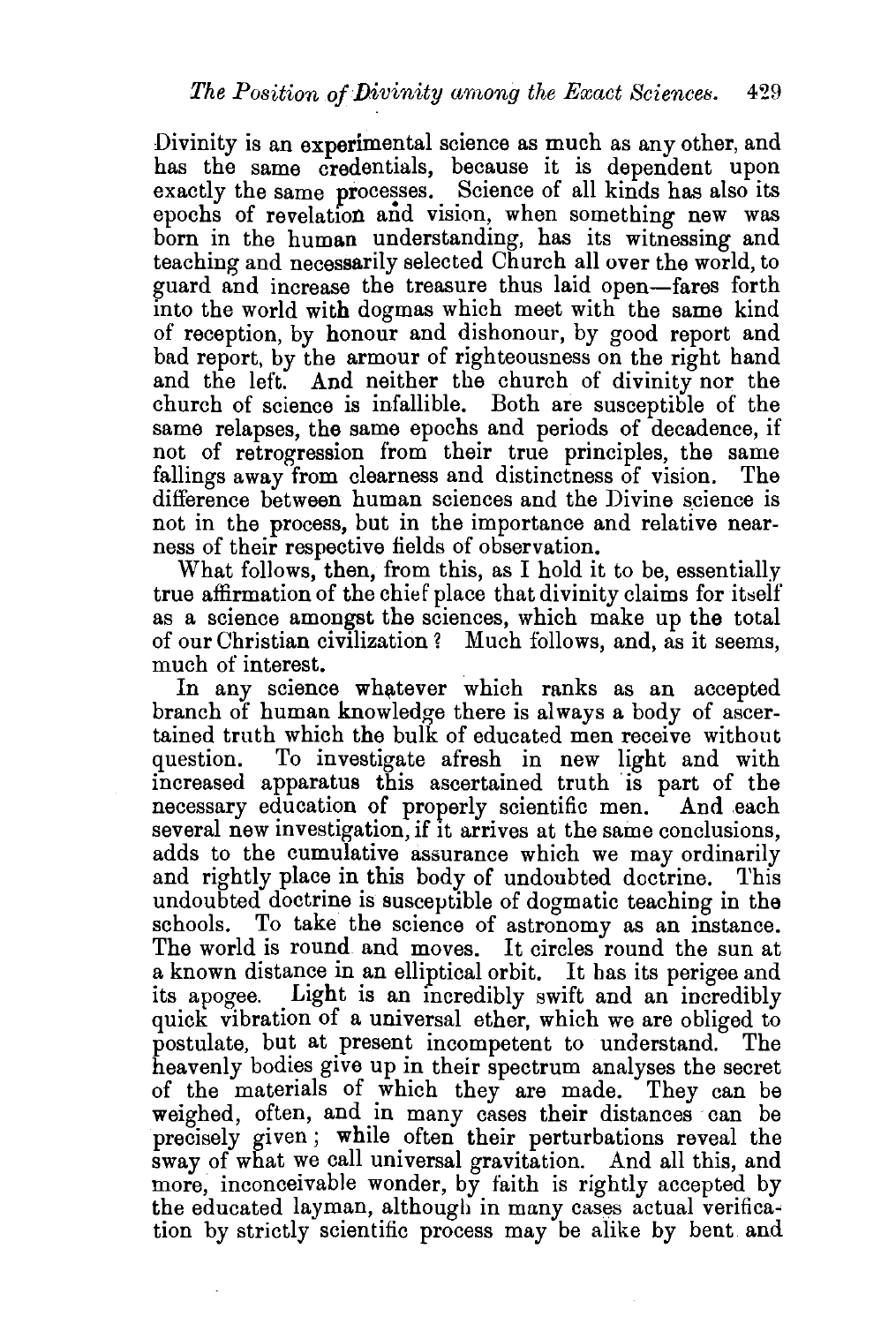Divinity is an experimental science as much as any other, and has the same credentials, because it is dependent upon exactly the same processes. Science of all kinds has also its epochs of revelation and vision, when something new was born in the human understanding, has its witnessing and teaching and necessarily selected Church all over the world, to guard and increase the treasure thus laid open—fares forth into the world with dogmas which meet with the same kind of reception, by honour and dishonour, by good report and bad report, by the armour of righteousness on the right hand and the left. And neither the church of divinity nor the church of science is infallible. Both are susceptible of the same relapses, the same epochs and periods of decadence, if not of retrogression from their true principles, the same fallings away from clearness and distinctness of vision. The difference between human sciences and the Divine science is not in the process, but in the importance and relative nearness of their respective fields of observation.

What follows, then, from this, as I hold it to be, essentially true affirmation of the chief place that divinity claims for itself as a science amongst the sciences, which make up the total of our Christian civilization? Much follows, and, as it seems, much of interest.

In any science whatever which ranks as an accepted branch of human knowledge there is always a body of ascertained truth which the bulk of educated men receive without question. To investigate afresh in new light and with increased apparatus this ascertained truth is part of the necessary education of properly scientific men. And each several new investigation, if it arrives at the same conclusions, adds to the cumulative assurance which we may ordinarily and rightly place in this body of undoubted doctrine. This undoubted doctrine is susceptible of dogmatic teaching in the schools. To take the science of astronomy as an instance. The world is round and moves. It circles round the sun at a known distance in an elliptical orbit. It has its perigee and its apogee. Light is an incredibly swift and an incredibly quick vibration of a universal ether, which we are obliged to postulate, but at present incompetent to understand. The heavenly bodies give up in their spectrum analyses the secret of the materials of which they are made. They can be weighed, often, and in many cases their distances can be precisely given; while often their perturbations reveal the sway of what we call universal gravitation. And all this, and more, inconceivable wonder, by faith is rightly accepted by the educated layman, although in many cases actual verification by strictly scientific process may be alike by bent and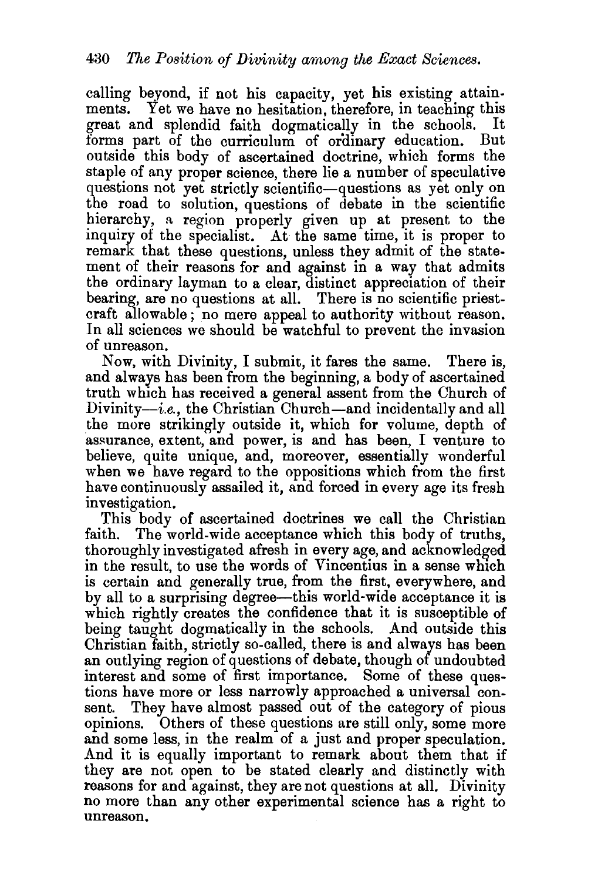calling beyond, if not his capacity, yet his existing attainments. Yet we have no hesitation, therefore, in teaching this great and splendid faith dogmatically in the schools. It forms part of the curriculum of ordinary education. But outside this body of ascertained doctrine, which forms the staple of any proper science, there lie a number of speculative questions not yet strictly scientific—questions as yet only on the road to solution, questions of debate in the scientific hierarchy, a region properly given up at present to the inquiry of the specialist. At the same time, it is proper to remark that these questions, unless they admit of the statement of their reasons for and against in a way that admits the ordinary layman to a clear, distinct appreciation of their bearing, are no questions at all. There is no scientific priestcraft allowable; no mere appeal to authority without reason. In all sciences we should be watchful to prevent the invasion of unreason.

Now, with Divinity, I submit, it fares the same. There is, and always has been from the beginning, a body of ascertained truth which has received a general assent from the Church of Divinity—*i.e.*, the Christian Church—and incidentally and all the more strikingly outside it, which for volume, depth of assurance, extent, and power, is and has been, I venture to believe, quite unique, and, moreover, essentially wonderful when we have regard to the oppositions which from the first have continuously assailed it, and forced in every age its fresh investigation.

This body of ascertained doctrines we call the Christian faith. The world-wide acceptance which this body of truths, thoroughly investigated afresh in every age, and acknowledged in the result, to use the words of Vincentius in a sense which is certain and generally true, from the first, everywhere, and by all to a surprising degree—this world-wide acceptance it is which rightly creates the confidence that it is susceptible of being taught dogmatically in the schools. And outside this Christian faith, strictly so-called, there is and always has been an outlying region of questions of debate, though of undoubted interest and some of first importance. Some of these questions have more or less narrowly approached a universal consent. They have almost passed out of the category of pious opinions. Others of these questions are still only, some more and some less, in the realm of a just and proper speculation. And it is equally important to remark about them that if they are not open to be stated clearly and distinctly with reasons for and against, they are not questions at all. Divinity no more than any other experimental science has a right to unreason.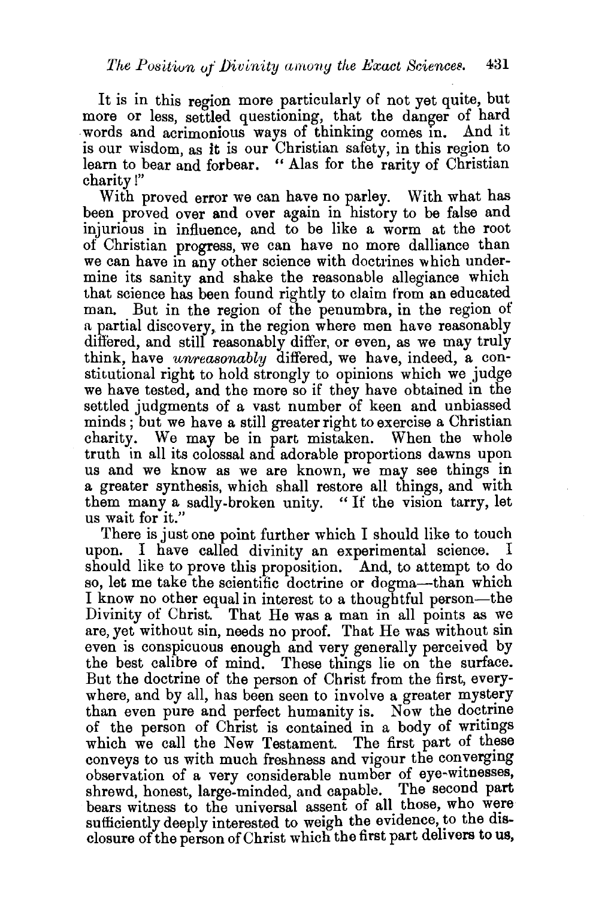It is in this region more particularly of not yet quite, but more or less, settled questioning, that the danger of hard words and acrimonious ways of thinking comes in. And it is our wisdom, as it is our Christian safety, in this region to learn to bear and forbear. "Alas for the rarity of Christian charity!"

With proved error we can have no parley. With what has been proved over and over again in history to be false and injurious in influence, and to be like a worm at the root of Christian progress, we can have no more dalliance than we can have in any other science with doctrines which undermine its sanity and shake the reasonable allegiance which that science has been found rightly to claim from an educated man. But in the region of the penumbra, in the region of a partial discovery, in the region where men have reasonably differed, and still reasonably differ, or even, as we may truly think, have *unreasonably* differed, we have, indeed, a constitutional right to hold strongly to opinions which we judge we have tested, and the more so if they have obtained in the settled judgments of a vast number of keen and unbiassed minds; but we have a still greater right to exercise a Christian charity. We may be in part mistaken. When the whole truth in all its colossal and adorable proportions dawns upon us and we know as we are known, we may see things in a greater synthesis, which shall restore all things, and with them many a sadly-broken unity. "If the vision tarry, let us wait for it."

There is just one point further which I should like to touch upon. I have called divinity an experimental science. I should like to prove this proposition. And, to attempt to do so, let me take the scientific doctrine or dogma—than which I know no other equal in interest to a thoughtful person—the Divinity of Christ. That He was a man in all points as we are, yet without sin, needs no proof. That He was without sin even is conspicuous enough and very generally perceived by the best calibre of mind. These things lie on the surface. But the doctrine of the person of Christ from the first, everywhere, and by all, has been seen to involve a greater mystery than even pure and perfect humanity is. Now the doctrine of the person of Christ is contained in a body of writings which we call the New Testament. The first part of these conveys to us with much freshness and vigour the converging observation of a very considerable number of eye-witnesses, shrewd, honest, large-minded, and capable. The second part bears witness to the universal assent of all those, who were sufficiently deeply interested to weigh the evidence, to the disclosure of the person of Christ which the first part delivers to us,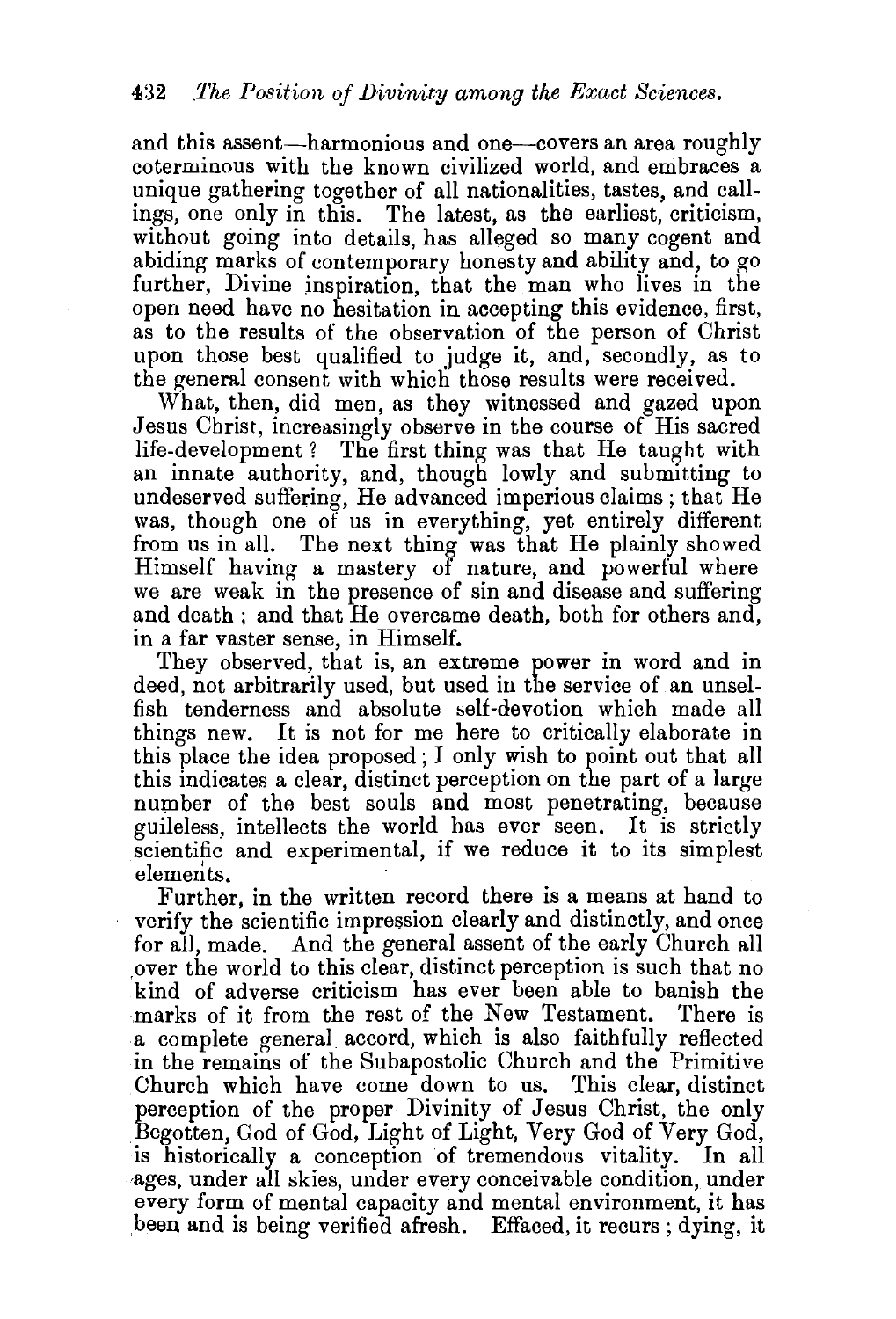and this assent—harmonious and one—covers an area roughly coterminous with the known civilized world, and embraces a unique gathering together of all nationalities, tastes, and callings, one only in this. The latest, as the earliest, criticism, without going into details, has alleged so many cogent and abiding marks of contemporary honesty and ability and, to go further, Divine inspiration, that the man who lives in the open need have no hesitation in accepting this evidence, first, as to the results of the observation of the person of Christ upon those best qualified to judge it, and, secondly, as to the general consent with which those results were received.

What, then, did men, as they witnessed and gazed upon Jesus Christ, increasingly observe in the course of His sacred life-development? The first thing was that He taught with an innate authority, and, though lowly and submitting to undeserved suffering, He advanced imperious claims; that He was, though one of us in everything, yet entirely different from us in all. The next thing was that He plainly showed Himself having a mastery of nature, and powerful where we are weak in the presence of sin and disease and suffering and death; and that He overcame death, both for others and, in a far vaster sense, in Himself.

They observed, that is, an extreme power in word and in deed, not arbitrarily used, but used in the service of an unselfish tenderness and absolute self-devotion which made all things new. It is not for me here to critically elaborate in this place the idea proposed; I only wish to point out that all this indicates a clear, distinct perception on the part of a large number of the best souls and most penetrating, because guileless, intellects the world has ever seen. It is strictly scientific and experimental, if we reduce it to its simplest elements.

Further, in the written record there is a means at hand to verify the scientific impression clearly and distinctly, and once for all, made. And the general assent of the early Church all over the world to this clear, distinct perception is such that no kind of adverse criticism has ever been able to banish the marks of it from the rest of the New Testament. There is a complete general accord, which is also faithfully reflected in the remains of the Subapostolic Church and the Primitive Church which have come down to us. This clear, distinct perception of the proper Divinity of Jesus Christ, the only Begotten, God of God, Light of Light, Very God of Very God, is historically a conception of tremendous vitality. In all ages, under all skies, under every conceivable condition, under every form of mental capacity and mental environment, it has been and is being verified afresh. Effaced, it recurs; dying, it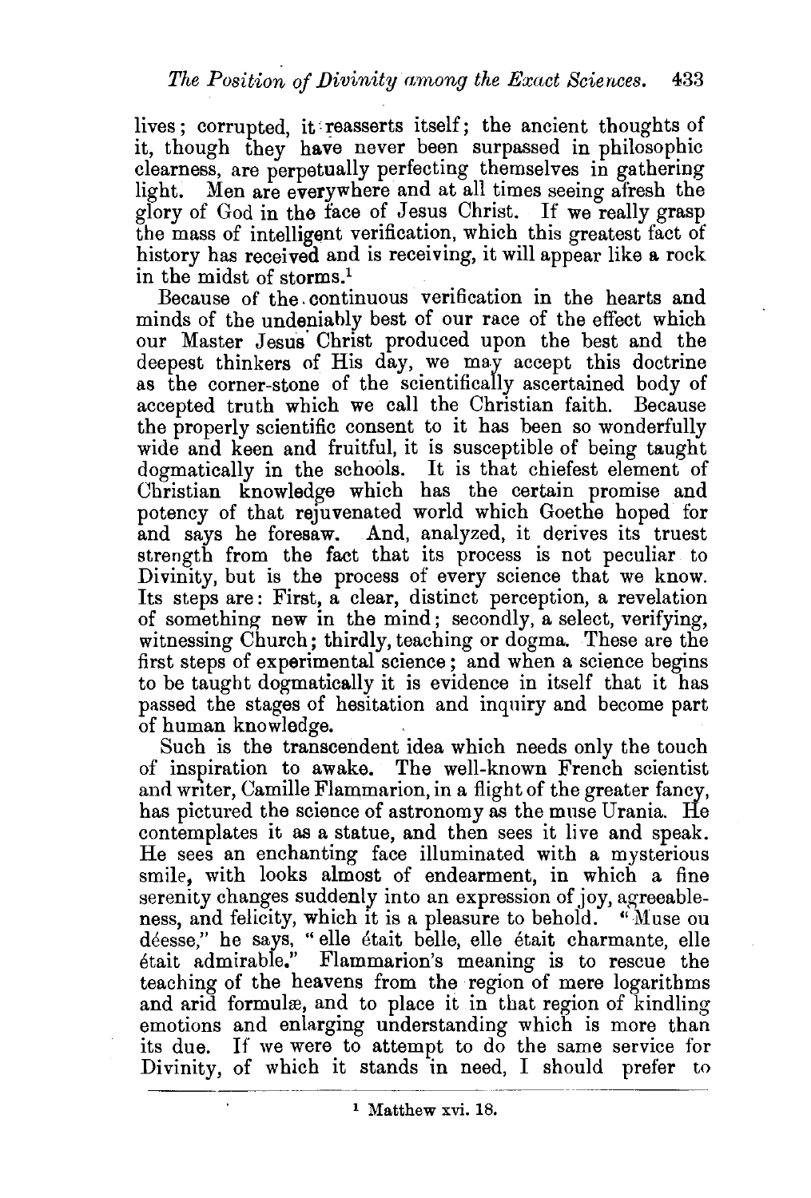lives; corrupted, it reasserts itself; the ancient thoughts of it, though they have never been surpassed in philosophic clearness, are perpetually perfecting themselves in gathering light. Men are everywhere and at all times seeing afresh the glory of God in the face of Jesus Christ. If we really grasp the mass of intelligent verification, which this greatest fact of history has received and is receiving, it will appear like a rock in the midst of storms.[1]

Because of the continuous verification in the hearts and minds of the undeniably best of our race of the effect which our Master Jesus Christ produced upon the best and the deepest thinkers of His day, we may accept this doctrine as the corner-stone of the scientifically ascertained body of accepted truth which we call the Christian faith. Because the properly scientific consent to it has been so wonderfully wide and keen and fruitful, it is susceptible of being taught dogmatically in the schools. It is that chiefest element of Christian knowledge which has the certain promise and potency of that rejuvenated world which Goethe hoped for and says he foresaw. And, analyzed, it derives its truest strength from the fact that its process is not peculiar to Divinity, but is the process of every science that we know. Its steps are: First, a clear, distinct perception, a revelation of something new in the mind; secondly, a select, verifying, witnessing Church; thirdly, teaching or dogma. These are the first steps of experimental science; and when a science begins to be taught dogmatically it is evidence in itself that it has passed the stages of hesitation and inquiry and become part of human knowledge.

Such is the transcendent idea which needs only the touch of inspiration to awake. The well-known French scientist and writer, Camille Flammarion, in a flight of the greater fancy, has pictured the science of astronomy as the muse Urania. He contemplates it as a statue, and then sees it live and speak. He sees an enchanting face illuminated with a mysterious smile, with looks almost of endearment, in which a fine serenity changes suddenly into an expression of joy, agreeableness, and felicity, which it is a pleasure to behold. "Muse ou déesse," he says, "elle était belle, elle était charmante, elle était admirable." Flammarion's meaning is to rescue the teaching of the heavens from the region of mere logarithms and arid formulæ, and to place it in that region of kindling emotions and enlarging understanding which is more than its due. If we were to attempt to do the same service for Divinity, of which it stands in need, I should prefer to

---

[1] Matthew xvi. 18.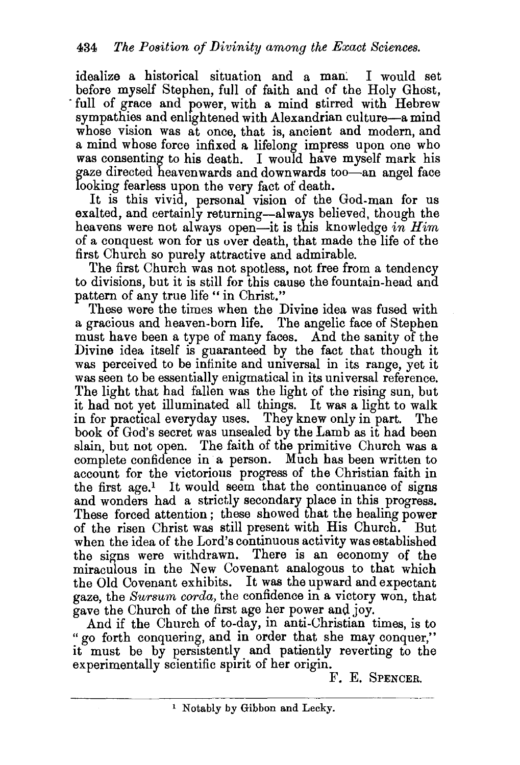idealize a historical situation and a man. I would set before myself Stephen, full of faith and of the Holy Ghost, full of grace and power, with a mind stirred with Hebrew sympathies and enlightened with Alexandrian culture—a mind whose vision was at once, that is, ancient and modern, and a mind whose force infixed a lifelong impress upon one who was consenting to his death. I would have myself mark his gaze directed heavenwards and downwards too—an angel face looking fearless upon the very fact of death.

It is this vivid, personal vision of the God-man for us exalted, and certainly returning—always believed, though the heavens were not always open—it is this knowledge *in Him* of a conquest won for us over death, that made the life of the first Church so purely attractive and admirable.

The first Church was not spotless, not free from a tendency to divisions, but it is still for this cause the fountain-head and pattern of any true life "in Christ."

These were the times when the Divine idea was fused with a gracious and heaven-born life. The angelic face of Stephen must have been a type of many faces. And the sanity of the Divine idea itself is guaranteed by the fact that though it was perceived to be infinite and universal in its range, yet it was seen to be essentially enigmatical in its universal reference. The light that had fallen was the light of the rising sun, but it had not yet illuminated all things. It was a light to walk in for practical everyday uses. They knew only in part. The book of God's secret was unsealed by the Lamb as it had been slain, but not open. The faith of the primitive Church was a complete confidence in a person. Much has been written to account for the victorious progress of the Christian faith in the first age.[1] It would seem that the continuance of signs and wonders had a strictly secondary place in this progress. These forced attention; these showed that the healing power of the risen Christ was still present with His Church. But when the idea of the Lord's continuous activity was established the signs were withdrawn. There is an economy of the miraculous in the New Covenant analogous to that which the Old Covenant exhibits. It was the upward and expectant gaze, the *Sursum corda*, the confidence in a victory won, that gave the Church of the first age her power and joy.

And if the Church of to-day, in anti-Christian times, is to "go forth conquering, and in order that she may conquer," it must be by persistently and patiently reverting to the experimentally scientific spirit of her origin.

F. E. SPENCER.

---

[1] Notably by Gibbon and Lecky.